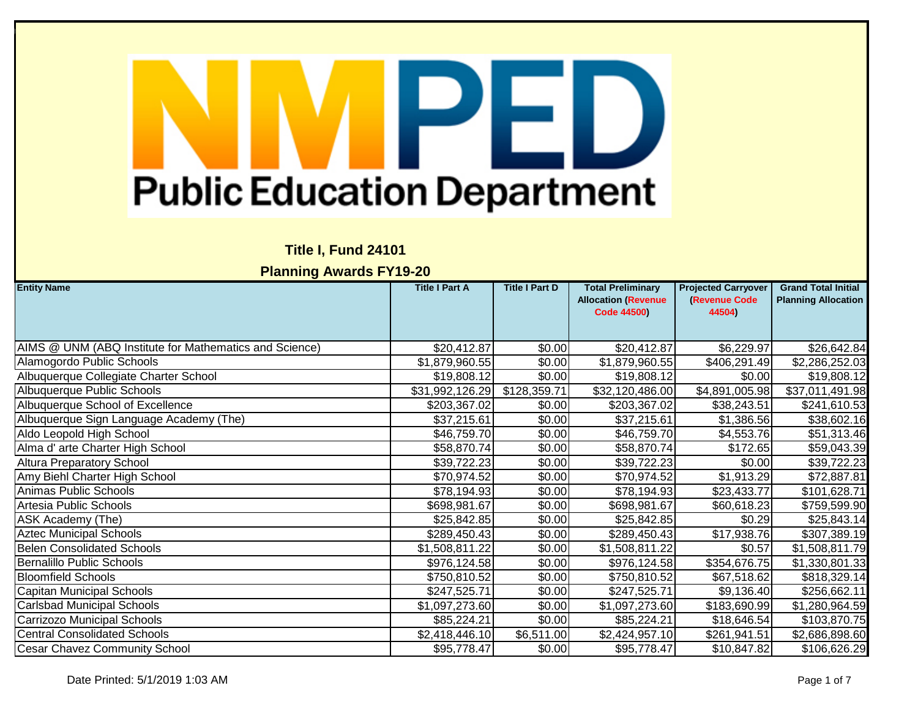# NMPED Public Education Department

## Title I, Fund 24101

## Planning Awards FY19-20

| Entity Name | Title I Part A | Title I Part D | Total Preliminary Allocation (Revenue Code 44500) | Projected Carryover (Revenue Code 44504) | Grand Total Initial Planning Allocation |
|---|---|---|---|---|---|
| AIMS @ UNM (ABQ Institute for Mathematics and Science) | $20,412.87 | $0.00 | $20,412.87 | $6,229.97 | $26,642.84 |
| Alamogordo Public Schools | $1,879,960.55 | $0.00 | $1,879,960.55 | $406,291.49 | $2,286,252.03 |
| Albuquerque Collegiate Charter School | $19,808.12 | $0.00 | $19,808.12 | $0.00 | $19,808.12 |
| Albuquerque Public Schools | $31,992,126.29 | $128,359.71 | $32,120,486.00 | $4,891,005.98 | $37,011,491.98 |
| Albuquerque School of Excellence | $203,367.02 | $0.00 | $203,367.02 | $38,243.51 | $241,610.53 |
| Albuquerque Sign Language Academy (The) | $37,215.61 | $0.00 | $37,215.61 | $1,386.56 | $38,602.16 |
| Aldo Leopold High School | $46,759.70 | $0.00 | $46,759.70 | $4,553.76 | $51,313.46 |
| Alma d' arte Charter High School | $58,870.74 | $0.00 | $58,870.74 | $172.65 | $59,043.39 |
| Altura Preparatory School | $39,722.23 | $0.00 | $39,722.23 | $0.00 | $39,722.23 |
| Amy Biehl Charter High School | $70,974.52 | $0.00 | $70,974.52 | $1,913.29 | $72,887.81 |
| Animas Public Schools | $78,194.93 | $0.00 | $78,194.93 | $23,433.77 | $101,628.71 |
| Artesia Public Schools | $698,981.67 | $0.00 | $698,981.67 | $60,618.23 | $759,599.90 |
| ASK Academy (The) | $25,842.85 | $0.00 | $25,842.85 | $0.29 | $25,843.14 |
| Aztec Municipal Schools | $289,450.43 | $0.00 | $289,450.43 | $17,938.76 | $307,389.19 |
| Belen Consolidated Schools | $1,508,811.22 | $0.00 | $1,508,811.22 | $0.57 | $1,508,811.79 |
| Bernalillo Public Schools | $976,124.58 | $0.00 | $976,124.58 | $354,676.75 | $1,330,801.33 |
| Bloomfield Schools | $750,810.52 | $0.00 | $750,810.52 | $67,518.62 | $818,329.14 |
| Capitan Municipal Schools | $247,525.71 | $0.00 | $247,525.71 | $9,136.40 | $256,662.11 |
| Carlsbad Municipal Schools | $1,097,273.60 | $0.00 | $1,097,273.60 | $183,690.99 | $1,280,964.59 |
| Carrizozo Municipal Schools | $85,224.21 | $0.00 | $85,224.21 | $18,646.54 | $103,870.75 |
| Central Consolidated Schools | $2,418,446.10 | $6,511.00 | $2,424,957.10 | $261,941.51 | $2,686,898.60 |
| Cesar Chavez Community School | $95,778.47 | $0.00 | $95,778.47 | $10,847.82 | $106,626.29 |

Date Printed: 5/1/2019 1:03 AM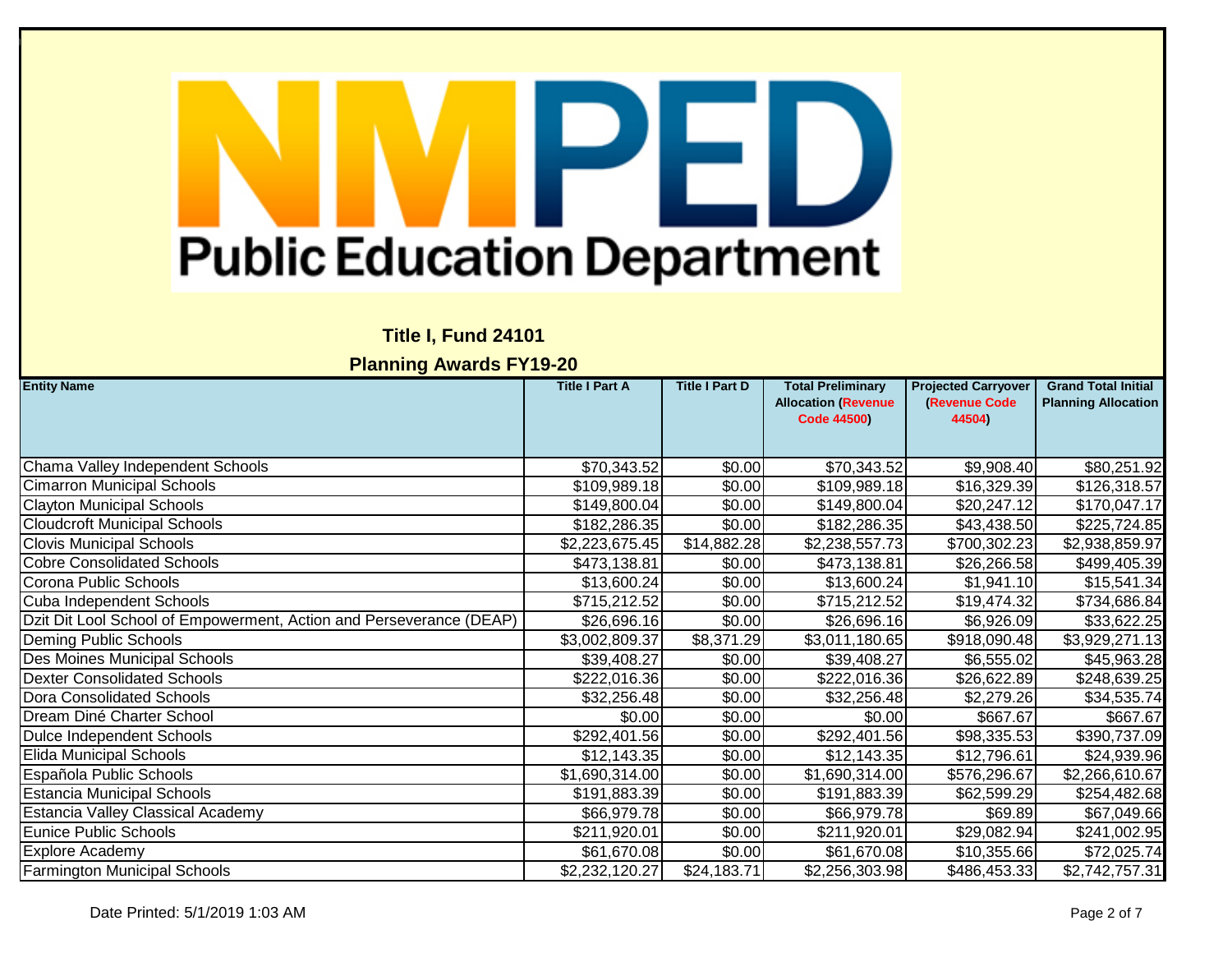# NMPED Public Education Department

## Title I, Fund 24101

## Planning Awards FY19-20

| Entity Name | Title I Part A | Title I Part D | Total Preliminary Allocation (Revenue Code 44500) | Projected Carryover (Revenue Code 44504) | Grand Total Initial Planning Allocation |
|---|---|---|---|---|---|
| Chama Valley Independent Schools | $70,343.52 | $0.00 | $70,343.52 | $9,908.40 | $80,251.92 |
| Cimarron Municipal Schools | $109,989.18 | $0.00 | $109,989.18 | $16,329.39 | $126,318.57 |
| Clayton Municipal Schools | $149,800.04 | $0.00 | $149,800.04 | $20,247.12 | $170,047.17 |
| Cloudcroft Municipal Schools | $182,286.35 | $0.00 | $182,286.35 | $43,438.50 | $225,724.85 |
| Clovis Municipal Schools | $2,223,675.45 | $14,882.28 | $2,238,557.73 | $700,302.23 | $2,938,859.97 |
| Cobre Consolidated Schools | $473,138.81 | $0.00 | $473,138.81 | $26,266.58 | $499,405.39 |
| Corona Public Schools | $13,600.24 | $0.00 | $13,600.24 | $1,941.10 | $15,541.34 |
| Cuba Independent Schools | $715,212.52 | $0.00 | $715,212.52 | $19,474.32 | $734,686.84 |
| Dzit Dit Lool School of Empowerment, Action and Perseverance (DEAP) | $26,696.16 | $0.00 | $26,696.16 | $6,926.09 | $33,622.25 |
| Deming Public Schools | $3,002,809.37 | $8,371.29 | $3,011,180.65 | $918,090.48 | $3,929,271.13 |
| Des Moines Municipal Schools | $39,408.27 | $0.00 | $39,408.27 | $6,555.02 | $45,963.28 |
| Dexter Consolidated Schools | $222,016.36 | $0.00 | $222,016.36 | $26,622.89 | $248,639.25 |
| Dora Consolidated Schools | $32,256.48 | $0.00 | $32,256.48 | $2,279.26 | $34,535.74 |
| Dream Diné Charter School | $0.00 | $0.00 | $0.00 | $667.67 | $667.67 |
| Dulce Independent Schools | $292,401.56 | $0.00 | $292,401.56 | $98,335.53 | $390,737.09 |
| Elida Municipal Schools | $12,143.35 | $0.00 | $12,143.35 | $12,796.61 | $24,939.96 |
| Española Public Schools | $1,690,314.00 | $0.00 | $1,690,314.00 | $576,296.67 | $2,266,610.67 |
| Estancia Municipal Schools | $191,883.39 | $0.00 | $191,883.39 | $62,599.29 | $254,482.68 |
| Estancia Valley Classical Academy | $66,979.78 | $0.00 | $66,979.78 | $69.89 | $67,049.66 |
| Eunice Public Schools | $211,920.01 | $0.00 | $211,920.01 | $29,082.94 | $241,002.95 |
| Explore Academy | $61,670.08 | $0.00 | $61,670.08 | $10,355.66 | $72,025.74 |
| Farmington Municipal Schools | $2,232,120.27 | $24,183.71 | $2,256,303.98 | $486,453.33 | $2,742,757.31 |

Date Printed: 5/1/2019 1:03 AM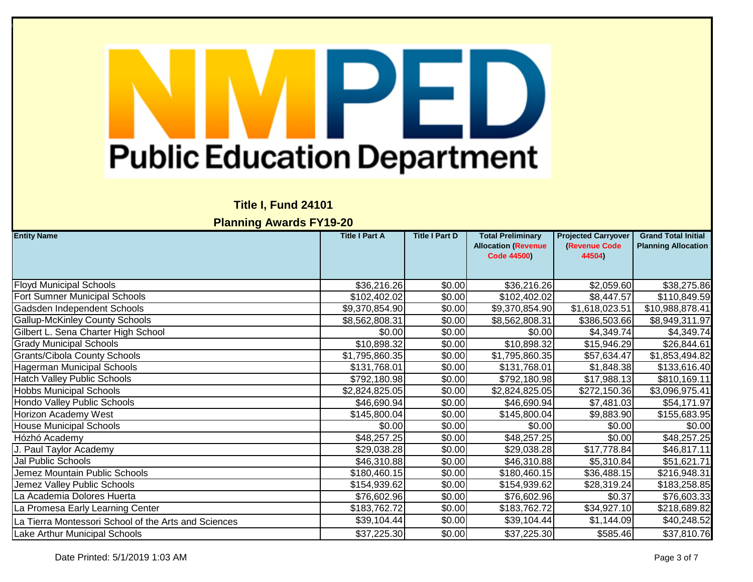**NMPED Public Education Department**

## Title I, Fund 24101

## Planning Awards FY19-20

| Entity Name | Title I Part A | Title I Part D | Total Preliminary Allocation (Revenue Code 44500) | Projected Carryover (Revenue Code 44504) | Grand Total Initial Planning Allocation |
|---|---|---|---|---|---|
| Floyd Municipal Schools | $36,216.26 | $0.00 | $36,216.26 | $2,059.60 | $38,275.86 |
| Fort Sumner Municipal Schools | $102,402.02 | $0.00 | $102,402.02 | $8,447.57 | $110,849.59 |
| Gadsden Independent Schools | $9,370,854.90 | $0.00 | $9,370,854.90 | $1,618,023.51 | $10,988,878.41 |
| Gallup-McKinley County Schools | $8,562,808.31 | $0.00 | $8,562,808.31 | $386,503.66 | $8,949,311.97 |
| Gilbert L. Sena Charter High School | $0.00 | $0.00 | $0.00 | $4,349.74 | $4,349.74 |
| Grady Municipal Schools | $10,898.32 | $0.00 | $10,898.32 | $15,946.29 | $26,844.61 |
| Grants/Cibola County Schools | $1,795,860.35 | $0.00 | $1,795,860.35 | $57,634.47 | $1,853,494.82 |
| Hagerman Municipal Schools | $131,768.01 | $0.00 | $131,768.01 | $1,848.38 | $133,616.40 |
| Hatch Valley Public Schools | $792,180.98 | $0.00 | $792,180.98 | $17,988.13 | $810,169.11 |
| Hobbs Municipal Schools | $2,824,825.05 | $0.00 | $2,824,825.05 | $272,150.36 | $3,096,975.41 |
| Hondo Valley Public Schools | $46,690.94 | $0.00 | $46,690.94 | $7,481.03 | $54,171.97 |
| Horizon Academy West | $145,800.04 | $0.00 | $145,800.04 | $9,883.90 | $155,683.95 |
| House Municipal Schools | $0.00 | $0.00 | $0.00 | $0.00 | $0.00 |
| Hózhó Academy | $48,257.25 | $0.00 | $48,257.25 | $0.00 | $48,257.25 |
| J. Paul Taylor Academy | $29,038.28 | $0.00 | $29,038.28 | $17,778.84 | $46,817.11 |
| Jal Public Schools | $46,310.88 | $0.00 | $46,310.88 | $5,310.84 | $51,621.71 |
| Jemez Mountain Public Schools | $180,460.15 | $0.00 | $180,460.15 | $36,488.15 | $216,948.31 |
| Jemez Valley Public Schools | $154,939.62 | $0.00 | $154,939.62 | $28,319.24 | $183,258.85 |
| La Academia Dolores Huerta | $76,602.96 | $0.00 | $76,602.96 | $0.37 | $76,603.33 |
| La Promesa Early Learning Center | $183,762.72 | $0.00 | $183,762.72 | $34,927.10 | $218,689.82 |
| La Tierra Montessori School of the Arts and Sciences | $39,104.44 | $0.00 | $39,104.44 | $1,144.09 | $40,248.52 |
| Lake Arthur Municipal Schools | $37,225.30 | $0.00 | $37,225.30 | $585.46 | $37,810.76 |

Date Printed: 5/1/2019 1:03 AM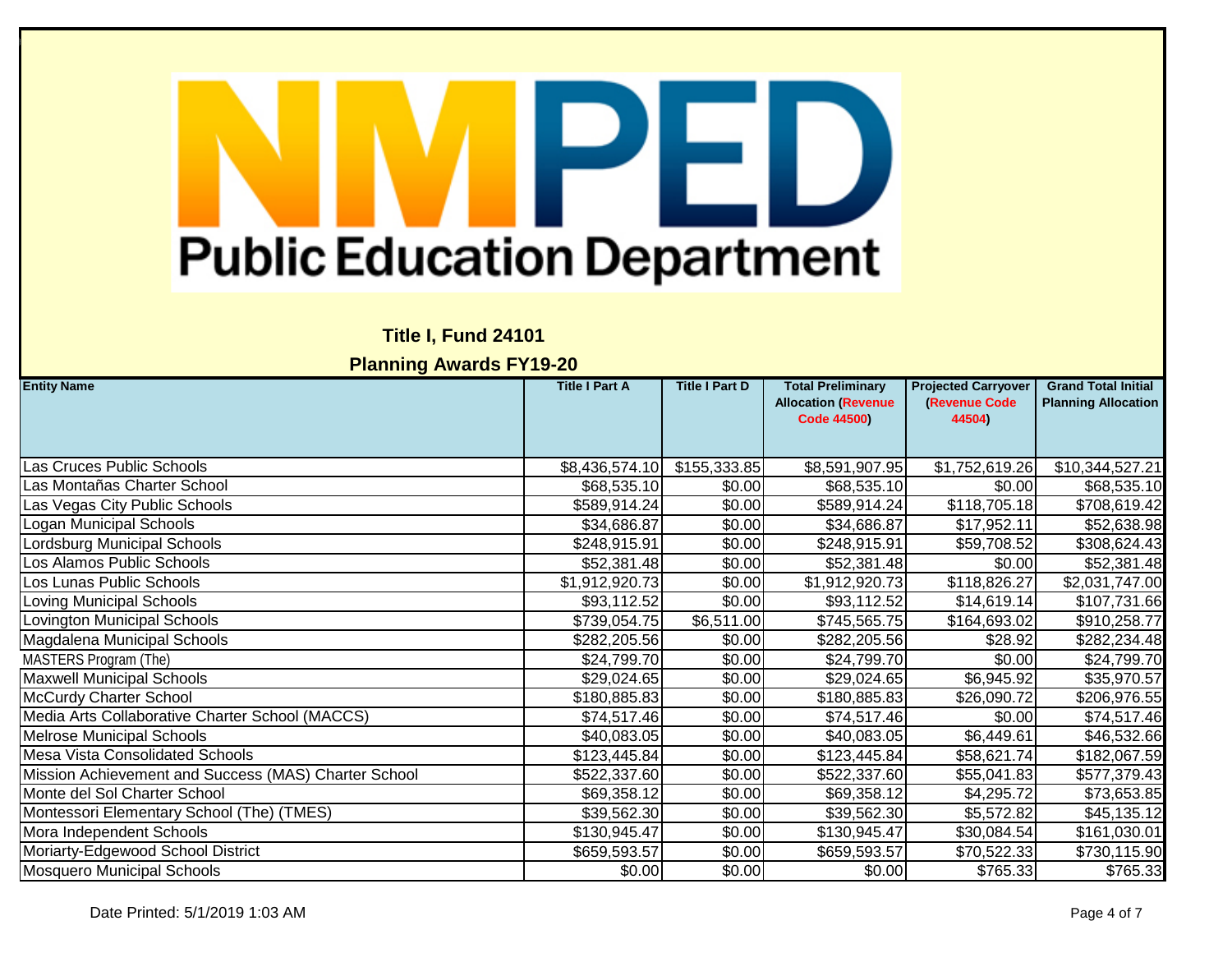# NMPED Public Education Department

## Title I, Fund 24101

## Planning Awards FY19-20

| Entity Name | Title I Part A | Title I Part D | Total Preliminary Allocation (Revenue Code 44500) | Projected Carryover (Revenue Code 44504) | Grand Total Initial Planning Allocation |
|---|---|---|---|---|---|
| Las Cruces Public Schools | $8,436,574.10 | $155,333.85 | $8,591,907.95 | $1,752,619.26 | $10,344,527.21 |
| Las Montañas Charter School | $68,535.10 | $0.00 | $68,535.10 | $0.00 | $68,535.10 |
| Las Vegas City Public Schools | $589,914.24 | $0.00 | $589,914.24 | $118,705.18 | $708,619.42 |
| Logan Municipal Schools | $34,686.87 | $0.00 | $34,686.87 | $17,952.11 | $52,638.98 |
| Lordsburg Municipal Schools | $248,915.91 | $0.00 | $248,915.91 | $59,708.52 | $308,624.43 |
| Los Alamos Public Schools | $52,381.48 | $0.00 | $52,381.48 | $0.00 | $52,381.48 |
| Los Lunas Public Schools | $1,912,920.73 | $0.00 | $1,912,920.73 | $118,826.27 | $2,031,747.00 |
| Loving Municipal Schools | $93,112.52 | $0.00 | $93,112.52 | $14,619.14 | $107,731.66 |
| Lovington Municipal Schools | $739,054.75 | $6,511.00 | $745,565.75 | $164,693.02 | $910,258.77 |
| Magdalena Municipal Schools | $282,205.56 | $0.00 | $282,205.56 | $28.92 | $282,234.48 |
| MASTERS Program (The) | $24,799.70 | $0.00 | $24,799.70 | $0.00 | $24,799.70 |
| Maxwell Municipal Schools | $29,024.65 | $0.00 | $29,024.65 | $6,945.92 | $35,970.57 |
| McCurdy Charter School | $180,885.83 | $0.00 | $180,885.83 | $26,090.72 | $206,976.55 |
| Media Arts Collaborative Charter School (MACCS) | $74,517.46 | $0.00 | $74,517.46 | $0.00 | $74,517.46 |
| Melrose Municipal Schools | $40,083.05 | $0.00 | $40,083.05 | $6,449.61 | $46,532.66 |
| Mesa Vista Consolidated Schools | $123,445.84 | $0.00 | $123,445.84 | $58,621.74 | $182,067.59 |
| Mission Achievement and Success (MAS) Charter School | $522,337.60 | $0.00 | $522,337.60 | $55,041.83 | $577,379.43 |
| Monte del Sol Charter School | $69,358.12 | $0.00 | $69,358.12 | $4,295.72 | $73,653.85 |
| Montessori Elementary School (The) (TMES) | $39,562.30 | $0.00 | $39,562.30 | $5,572.82 | $45,135.12 |
| Mora Independent Schools | $130,945.47 | $0.00 | $130,945.47 | $30,084.54 | $161,030.01 |
| Moriarty-Edgewood School District | $659,593.57 | $0.00 | $659,593.57 | $70,522.33 | $730,115.90 |
| Mosquero Municipal Schools | $0.00 | $0.00 | $0.00 | $765.33 | $765.33 |

Date Printed: 5/1/2019 1:03 AM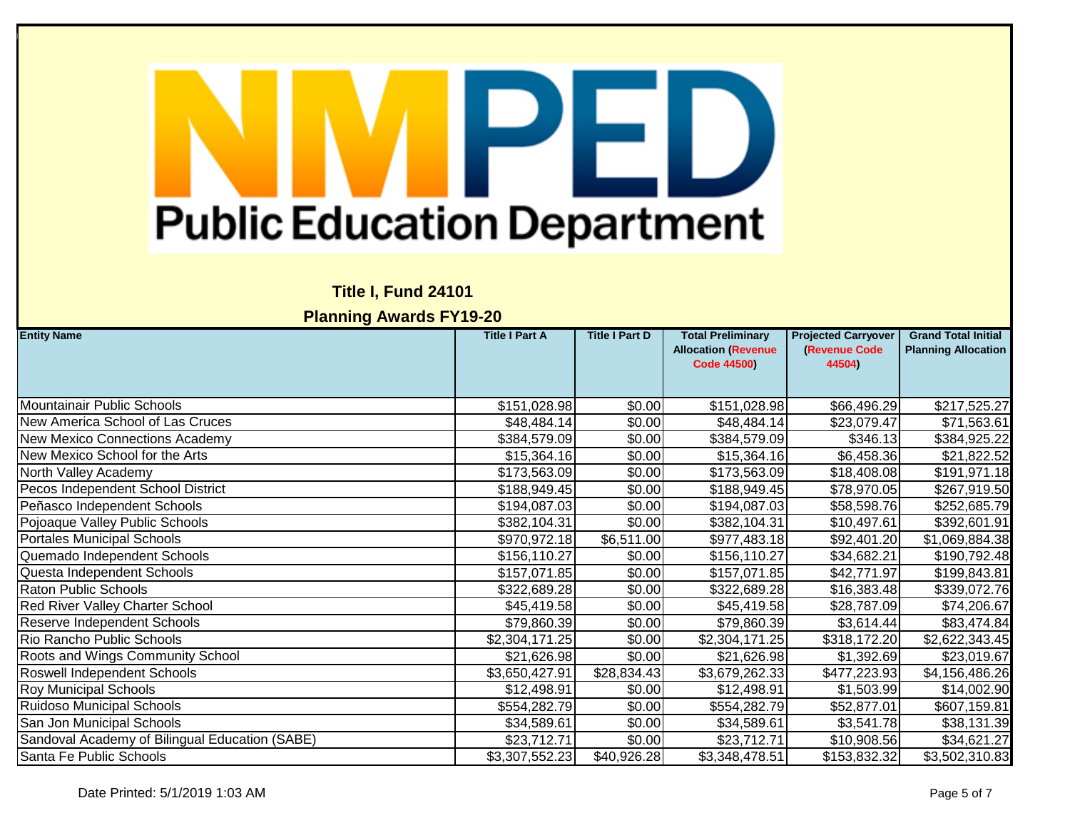NMPED
Public Education Department

## Title I, Fund 24101

## Planning Awards FY19-20

| Entity Name | Title I Part A | Title I Part D | Total Preliminary Allocation (Revenue Code 44500) | Projected Carryover (Revenue Code 44504) | Grand Total Initial Planning Allocation |
|---|---|---|---|---|---|
| Mountainair Public Schools | $151,028.98 | $0.00 | $151,028.98 | $66,496.29 | $217,525.27 |
| New America School of Las Cruces | $48,484.14 | $0.00 | $48,484.14 | $23,079.47 | $71,563.61 |
| New Mexico Connections Academy | $384,579.09 | $0.00 | $384,579.09 | $346.13 | $384,925.22 |
| New Mexico School for the Arts | $15,364.16 | $0.00 | $15,364.16 | $6,458.36 | $21,822.52 |
| North Valley Academy | $173,563.09 | $0.00 | $173,563.09 | $18,408.08 | $191,971.18 |
| Pecos Independent School District | $188,949.45 | $0.00 | $188,949.45 | $78,970.05 | $267,919.50 |
| Peñasco Independent Schools | $194,087.03 | $0.00 | $194,087.03 | $58,598.76 | $252,685.79 |
| Pojoaque Valley Public Schools | $382,104.31 | $0.00 | $382,104.31 | $10,497.61 | $392,601.91 |
| Portales Municipal Schools | $970,972.18 | $6,511.00 | $977,483.18 | $92,401.20 | $1,069,884.38 |
| Quemado Independent Schools | $156,110.27 | $0.00 | $156,110.27 | $34,682.21 | $190,792.48 |
| Questa Independent Schools | $157,071.85 | $0.00 | $157,071.85 | $42,771.97 | $199,843.81 |
| Raton Public Schools | $322,689.28 | $0.00 | $322,689.28 | $16,383.48 | $339,072.76 |
| Red River Valley Charter School | $45,419.58 | $0.00 | $45,419.58 | $28,787.09 | $74,206.67 |
| Reserve Independent Schools | $79,860.39 | $0.00 | $79,860.39 | $3,614.44 | $83,474.84 |
| Rio Rancho Public Schools | $2,304,171.25 | $0.00 | $2,304,171.25 | $318,172.20 | $2,622,343.45 |
| Roots and Wings Community School | $21,626.98 | $0.00 | $21,626.98 | $1,392.69 | $23,019.67 |
| Roswell Independent Schools | $3,650,427.91 | $28,834.43 | $3,679,262.33 | $477,223.93 | $4,156,486.26 |
| Roy Municipal Schools | $12,498.91 | $0.00 | $12,498.91 | $1,503.99 | $14,002.90 |
| Ruidoso Municipal Schools | $554,282.79 | $0.00 | $554,282.79 | $52,877.01 | $607,159.81 |
| San Jon Municipal Schools | $34,589.61 | $0.00 | $34,589.61 | $3,541.78 | $38,131.39 |
| Sandoval Academy of Bilingual Education (SABE) | $23,712.71 | $0.00 | $23,712.71 | $10,908.56 | $34,621.27 |
| Santa Fe Public Schools | $3,307,552.23 | $40,926.28 | $3,348,478.51 | $153,832.32 | $3,502,310.83 |

Date Printed: 5/1/2019 1:03 AM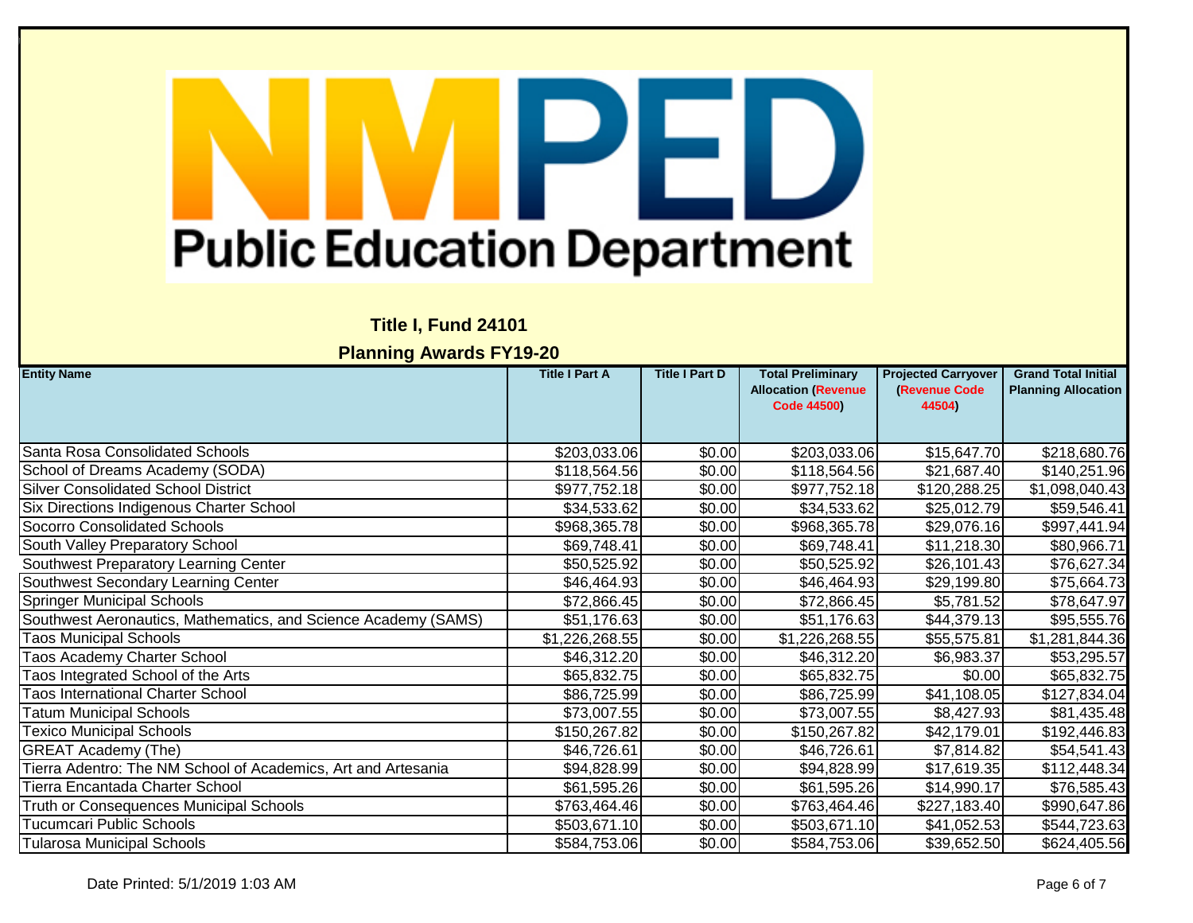Public Education Department

## Title I, Fund 24101

## Planning Awards FY19-20

| Entity Name | Title I Part A | Title I Part D | Total Preliminary Allocation (Revenue Code 44500) | Projected Carryover (Revenue Code 44504) | Grand Total Initial Planning Allocation |
|---|---|---|---|---|---|
| Santa Rosa Consolidated Schools | $203,033.06 | $0.00 | $203,033.06 | $15,647.70 | $218,680.76 |
| School of Dreams Academy (SODA) | $118,564.56 | $0.00 | $118,564.56 | $21,687.40 | $140,251.96 |
| Silver Consolidated School District | $977,752.18 | $0.00 | $977,752.18 | $120,288.25 | $1,098,040.43 |
| Six Directions Indigenous Charter School | $34,533.62 | $0.00 | $34,533.62 | $25,012.79 | $59,546.41 |
| Socorro Consolidated Schools | $968,365.78 | $0.00 | $968,365.78 | $29,076.16 | $997,441.94 |
| South Valley Preparatory School | $69,748.41 | $0.00 | $69,748.41 | $11,218.30 | $80,966.71 |
| Southwest Preparatory Learning Center | $50,525.92 | $0.00 | $50,525.92 | $26,101.43 | $76,627.34 |
| Southwest Secondary Learning Center | $46,464.93 | $0.00 | $46,464.93 | $29,199.80 | $75,664.73 |
| Springer Municipal Schools | $72,866.45 | $0.00 | $72,866.45 | $5,781.52 | $78,647.97 |
| Southwest Aeronautics, Mathematics, and Science Academy (SAMS) | $51,176.63 | $0.00 | $51,176.63 | $44,379.13 | $95,555.76 |
| Taos Municipal Schools | $1,226,268.55 | $0.00 | $1,226,268.55 | $55,575.81 | $1,281,844.36 |
| Taos Academy Charter School | $46,312.20 | $0.00 | $46,312.20 | $6,983.37 | $53,295.57 |
| Taos Integrated School of the Arts | $65,832.75 | $0.00 | $65,832.75 | $0.00 | $65,832.75 |
| Taos International Charter School | $86,725.99 | $0.00 | $86,725.99 | $41,108.05 | $127,834.04 |
| Tatum Municipal Schools | $73,007.55 | $0.00 | $73,007.55 | $8,427.93 | $81,435.48 |
| Texico Municipal Schools | $150,267.82 | $0.00 | $150,267.82 | $42,179.01 | $192,446.83 |
| GREAT Academy (The) | $46,726.61 | $0.00 | $46,726.61 | $7,814.82 | $54,541.43 |
| Tierra Adentro: The NM School of Academics, Art and Artesania | $94,828.99 | $0.00 | $94,828.99 | $17,619.35 | $112,448.34 |
| Tierra Encantada Charter School | $61,595.26 | $0.00 | $61,595.26 | $14,990.17 | $76,585.43 |
| Truth or Consequences Municipal Schools | $763,464.46 | $0.00 | $763,464.46 | $227,183.40 | $990,647.86 |
| Tucumcari Public Schools | $503,671.10 | $0.00 | $503,671.10 | $41,052.53 | $544,723.63 |
| Tularosa Municipal Schools | $584,753.06 | $0.00 | $584,753.06 | $39,652.50 | $624,405.56 |

Date Printed: 5/1/2019 1:03 AM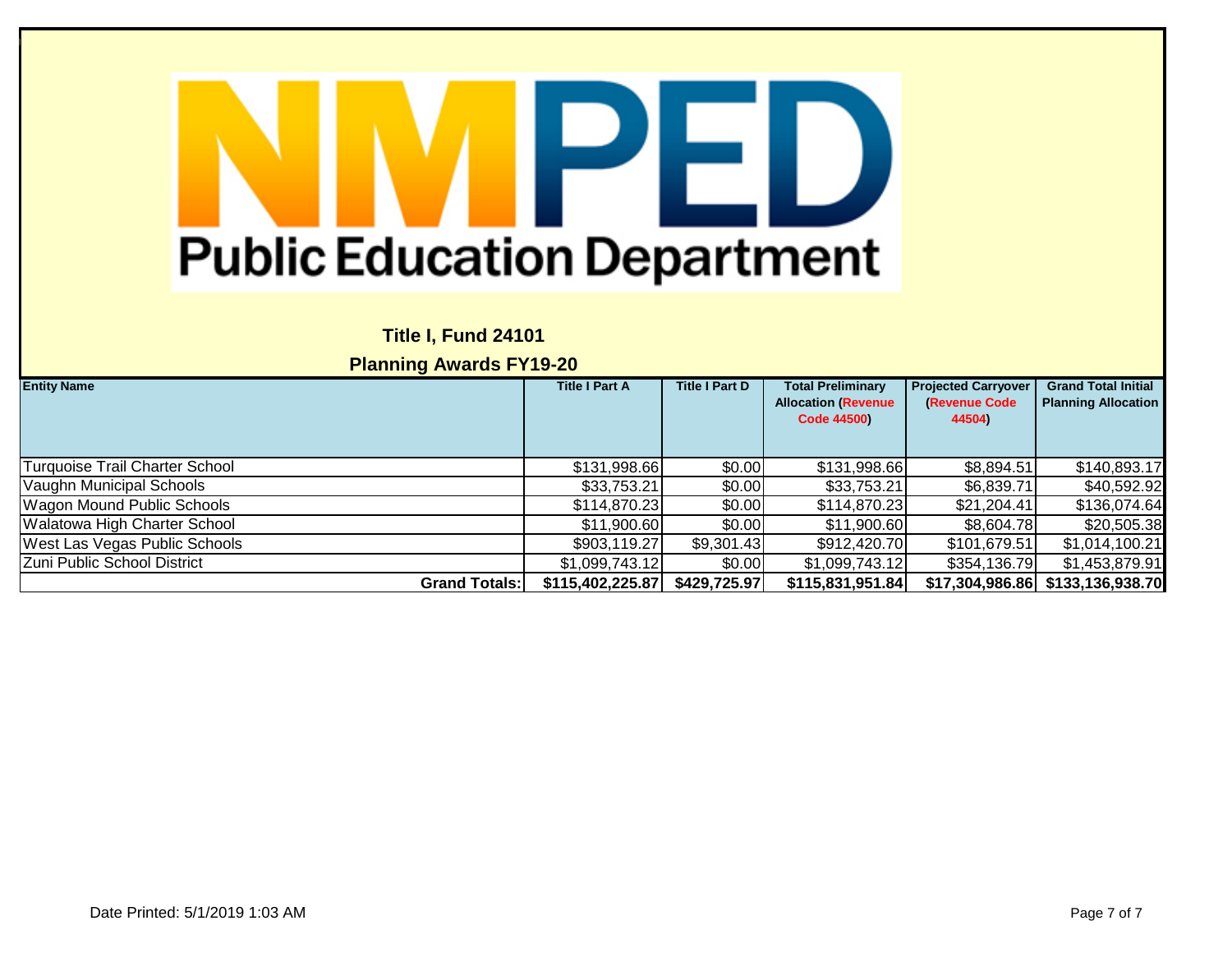**Public Education Department**

## Title I, Fund 24101

## Planning Awards FY19-20

| Entity Name | Title I Part A | Title I Part D | Total Preliminary Allocation (Revenue Code 44500) | Projected Carryover (Revenue Code 44504) | Grand Total Initial Planning Allocation |
|---|---|---|---|---|---|
| Turquoise Trail Charter School | $131,998.66 | $0.00 | $131,998.66 | $8,894.51 | $140,893.17 |
| Vaughn Municipal Schools | $33,753.21 | $0.00 | $33,753.21 | $6,839.71 | $40,592.92 |
| Wagon Mound Public Schools | $114,870.23 | $0.00 | $114,870.23 | $21,204.41 | $136,074.64 |
| Walatowa High Charter School | $11,900.60 | $0.00 | $11,900.60 | $8,604.78 | $20,505.38 |
| West Las Vegas Public Schools | $903,119.27 | $9,301.43 | $912,420.70 | $101,679.51 | $1,014,100.21 |
| Zuni Public School District | $1,099,743.12 | $0.00 | $1,099,743.12 | $354,136.79 | $1,453,879.91 |
| **Grand Totals:** | **$115,402,225.87** | **$429,725.97** | **$115,831,951.84** | **$17,304,986.86** | **$133,136,938.70** |

Date Printed: 5/1/2019 1:03 AM